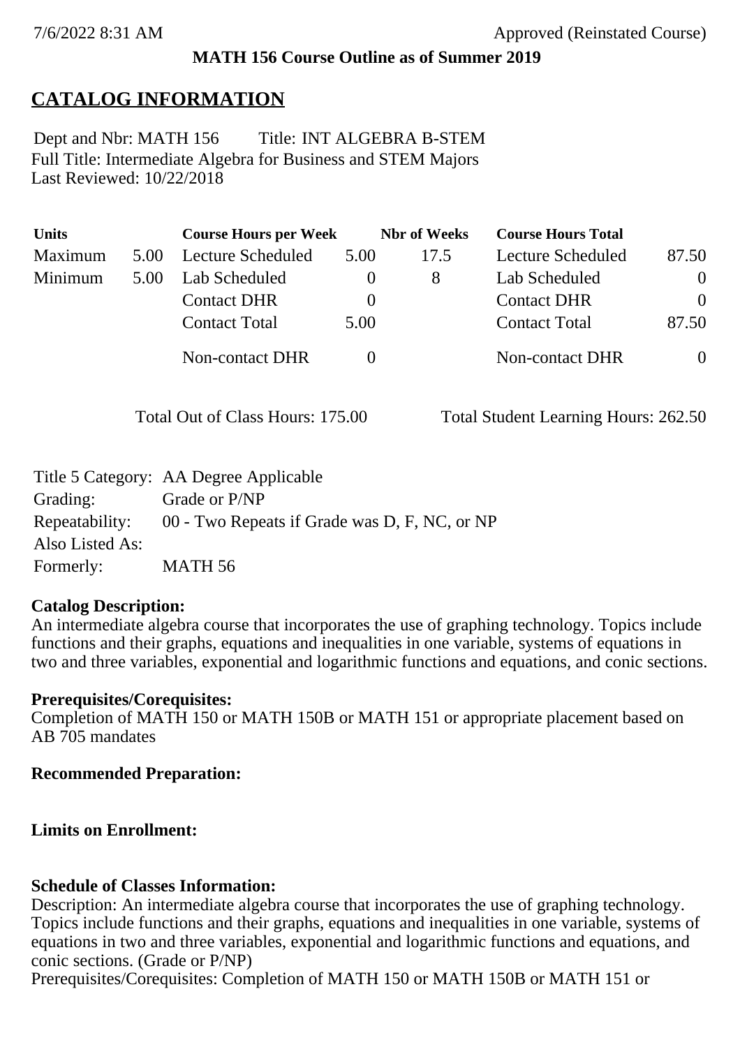7/6/2022 8:31 AM Approved (Reinstated Course)

**MATH 156 Course Outline as of Summer 2019**

## CATALOG INFORMATION

Dept and Nbr: MATH 156 Title: INT ALGEBRA B-STEM
Full Title: Intermediate Algebra for Business and STEM Majors
Last Reviewed: 10/22/2018

| Units | | Course Hours per Week | | Nbr of Weeks | Course Hours Total | |
|---|---|---|---|---|---|---|
| Maximum | 5.00 | Lecture Scheduled | 5.00 | 17.5 | Lecture Scheduled | 87.50 |
| Minimum | 5.00 | Lab Scheduled | 0 | 8 | Lab Scheduled | 0 |
| | | Contact DHR | 0 | | Contact DHR | 0 |
| | | Contact Total | 5.00 | | Contact Total | 87.50 |
| | | Non-contact DHR | 0 | | Non-contact DHR | 0 |

Total Out of Class Hours: 175.00 Total Student Learning Hours: 262.50

| | |
|---|---|
| Title 5 Category: | AA Degree Applicable |
| Grading: | Grade or P/NP |
| Repeatability: | 00 - Two Repeats if Grade was D, F, NC, or NP |
| Also Listed As: | |
| Formerly: | MATH 56 |

**Catalog Description:**
An intermediate algebra course that incorporates the use of graphing technology. Topics include functions and their graphs, equations and inequalities in one variable, systems of equations in two and three variables, exponential and logarithmic functions and equations, and conic sections.

**Prerequisites/Corequisites:**
Completion of MATH 150 or MATH 150B or MATH 151 or appropriate placement based on AB 705 mandates

**Recommended Preparation:**

**Limits on Enrollment:**

**Schedule of Classes Information:**
Description: An intermediate algebra course that incorporates the use of graphing technology. Topics include functions and their graphs, equations and inequalities in one variable, systems of equations in two and three variables, exponential and logarithmic functions and equations, and conic sections. (Grade or P/NP)
Prerequisites/Corequisites: Completion of MATH 150 or MATH 150B or MATH 151 or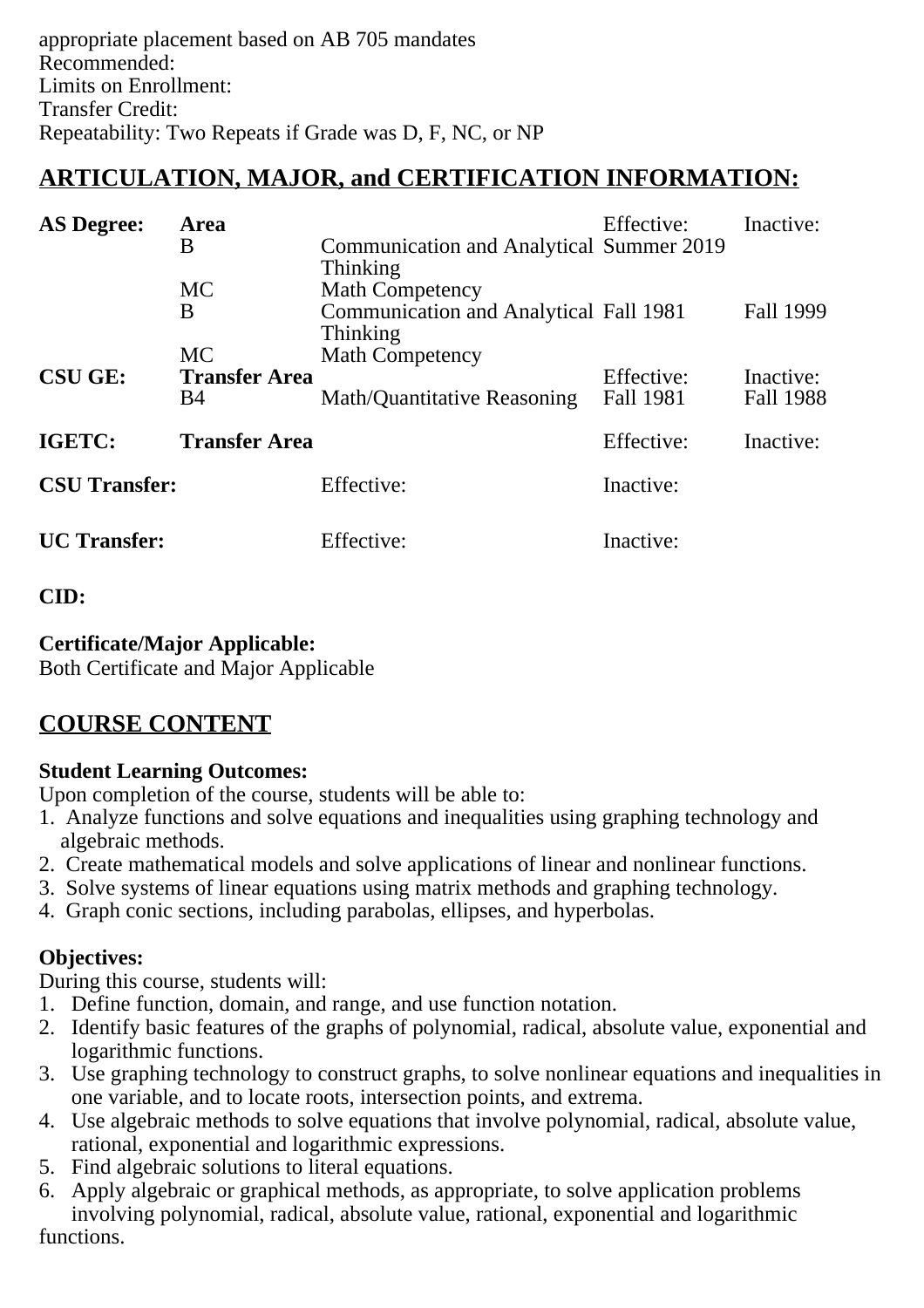appropriate placement based on AB 705 mandates
Recommended:
Limits on Enrollment:
Transfer Credit:
Repeatability: Two Repeats if Grade was D, F, NC, or NP

## ARTICULATION, MAJOR, and CERTIFICATION INFORMATION:

| **AS Degree:** | **Area** | | Effective: | Inactive: |
|---|---|---|---|---|
| | B | Communication and Analytical Thinking | Summer 2019 | |
| | MC | Math Competency | | |
| | B | Communication and Analytical Thinking | Fall 1981 | Fall 1999 |
| | MC | Math Competency | | |
| **CSU GE:** | **Transfer Area** | | Effective: | Inactive: |
| | B4 | Math/Quantitative Reasoning | Fall 1981 | Fall 1988 |
| **IGETC:** | **Transfer Area** | | Effective: | Inactive: |
| **CSU Transfer:** | | Effective: | Inactive: | |
| **UC Transfer:** | | Effective: | Inactive: | |

**CID:**

**Certificate/Major Applicable:**
Both Certificate and Major Applicable

## COURSE CONTENT

**Student Learning Outcomes:**
Upon completion of the course, students will be able to:
1. Analyze functions and solve equations and inequalities using graphing technology and algebraic methods.
2. Create mathematical models and solve applications of linear and nonlinear functions.
3. Solve systems of linear equations using matrix methods and graphing technology.
4. Graph conic sections, including parabolas, ellipses, and hyperbolas.

**Objectives:**
During this course, students will:
1. Define function, domain, and range, and use function notation.
2. Identify basic features of the graphs of polynomial, radical, absolute value, exponential and logarithmic functions.
3. Use graphing technology to construct graphs, to solve nonlinear equations and inequalities in one variable, and to locate roots, intersection points, and extrema.
4. Use algebraic methods to solve equations that involve polynomial, radical, absolute value, rational, exponential and logarithmic expressions.
5. Find algebraic solutions to literal equations.
6. Apply algebraic or graphical methods, as appropriate, to solve application problems involving polynomial, radical, absolute value, rational, exponential and logarithmic functions.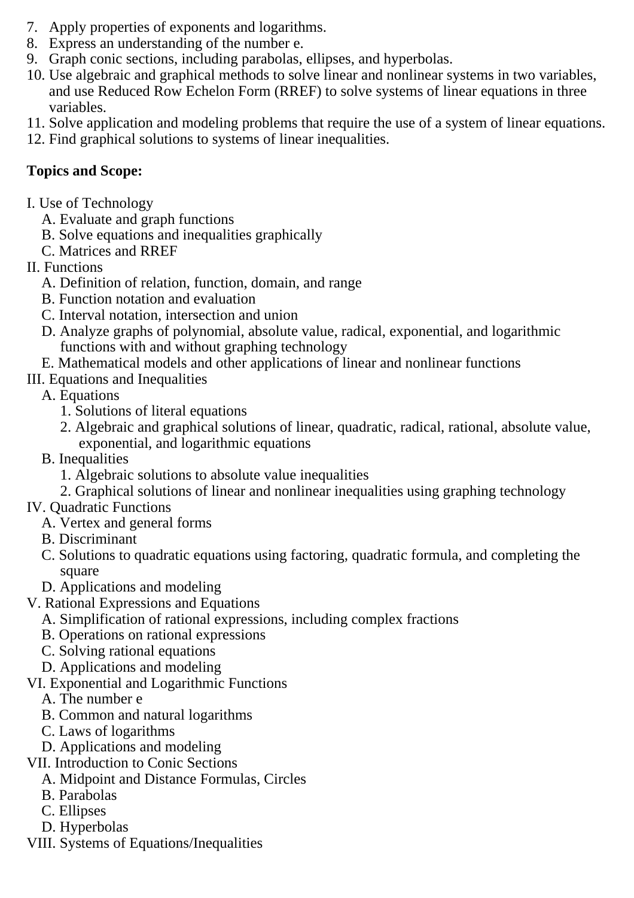7. Apply properties of exponents and logarithms.
8. Express an understanding of the number e.
9. Graph conic sections, including parabolas, ellipses, and hyperbolas.
10. Use algebraic and graphical methods to solve linear and nonlinear systems in two variables, and use Reduced Row Echelon Form (RREF) to solve systems of linear equations in three variables.
11. Solve application and modeling problems that require the use of a system of linear equations.
12. Find graphical solutions to systems of linear inequalities.

**Topics and Scope:**

I. Use of Technology
   A. Evaluate and graph functions
   B. Solve equations and inequalities graphically
   C. Matrices and RREF

II. Functions
   A. Definition of relation, function, domain, and range
   B. Function notation and evaluation
   C. Interval notation, intersection and union
   D. Analyze graphs of polynomial, absolute value, radical, exponential, and logarithmic functions with and without graphing technology
   E. Mathematical models and other applications of linear and nonlinear functions

III. Equations and Inequalities
   A. Equations
      1. Solutions of literal equations
      2. Algebraic and graphical solutions of linear, quadratic, radical, rational, absolute value, exponential, and logarithmic equations
   B. Inequalities
      1. Algebraic solutions to absolute value inequalities
      2. Graphical solutions of linear and nonlinear inequalities using graphing technology

IV. Quadratic Functions
   A. Vertex and general forms
   B. Discriminant
   C. Solutions to quadratic equations using factoring, quadratic formula, and completing the square
   D. Applications and modeling

V. Rational Expressions and Equations
   A. Simplification of rational expressions, including complex fractions
   B. Operations on rational expressions
   C. Solving rational equations
   D. Applications and modeling

VI. Exponential and Logarithmic Functions
   A. The number e
   B. Common and natural logarithms
   C. Laws of logarithms
   D. Applications and modeling

VII. Introduction to Conic Sections
   A. Midpoint and Distance Formulas, Circles
   B. Parabolas
   C. Ellipses
   D. Hyperbolas

VIII. Systems of Equations/Inequalities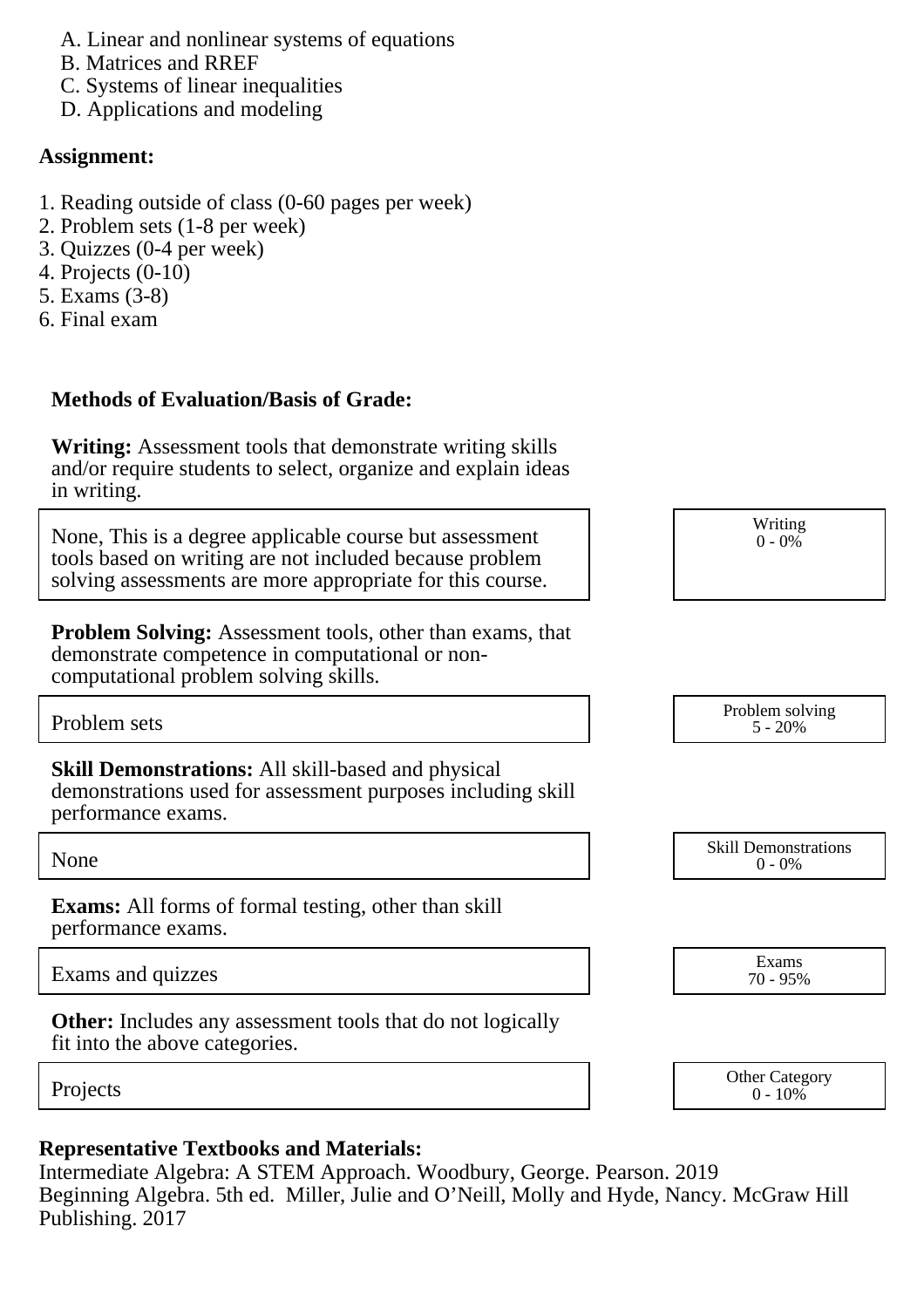A. Linear and nonlinear systems of equations
B. Matrices and RREF
C. Systems of linear inequalities
D. Applications and modeling

**Assignment:**

1. Reading outside of class (0-60 pages per week)
2. Problem sets (1-8 per week)
3. Quizzes (0-4 per week)
4. Projects (0-10)
5. Exams (3-8)
6. Final exam

**Methods of Evaluation/Basis of Grade:**

**Writing:** Assessment tools that demonstrate writing skills and/or require students to select, organize and explain ideas in writing.

| | |
|---|---|
| None, This is a degree applicable course but assessment tools based on writing are not included because problem solving assessments are more appropriate for this course. | Writing<br>0 - 0% |

**Problem Solving:** Assessment tools, other than exams, that demonstrate competence in computational or non-computational problem solving skills.

| | |
|---|---|
| Problem sets | Problem solving<br>5 - 20% |

**Skill Demonstrations:** All skill-based and physical demonstrations used for assessment purposes including skill performance exams.

| | |
|---|---|
| None | Skill Demonstrations<br>0 - 0% |

**Exams:** All forms of formal testing, other than skill performance exams.

| | |
|---|---|
| Exams and quizzes | Exams<br>70 - 95% |

**Other:** Includes any assessment tools that do not logically fit into the above categories.

| | |
|---|---|
| Projects | Other Category<br>0 - 10% |

**Representative Textbooks and Materials:**
Intermediate Algebra: A STEM Approach. Woodbury, George. Pearson. 2019
Beginning Algebra. 5th ed. Miller, Julie and O'Neill, Molly and Hyde, Nancy. McGraw Hill Publishing. 2017